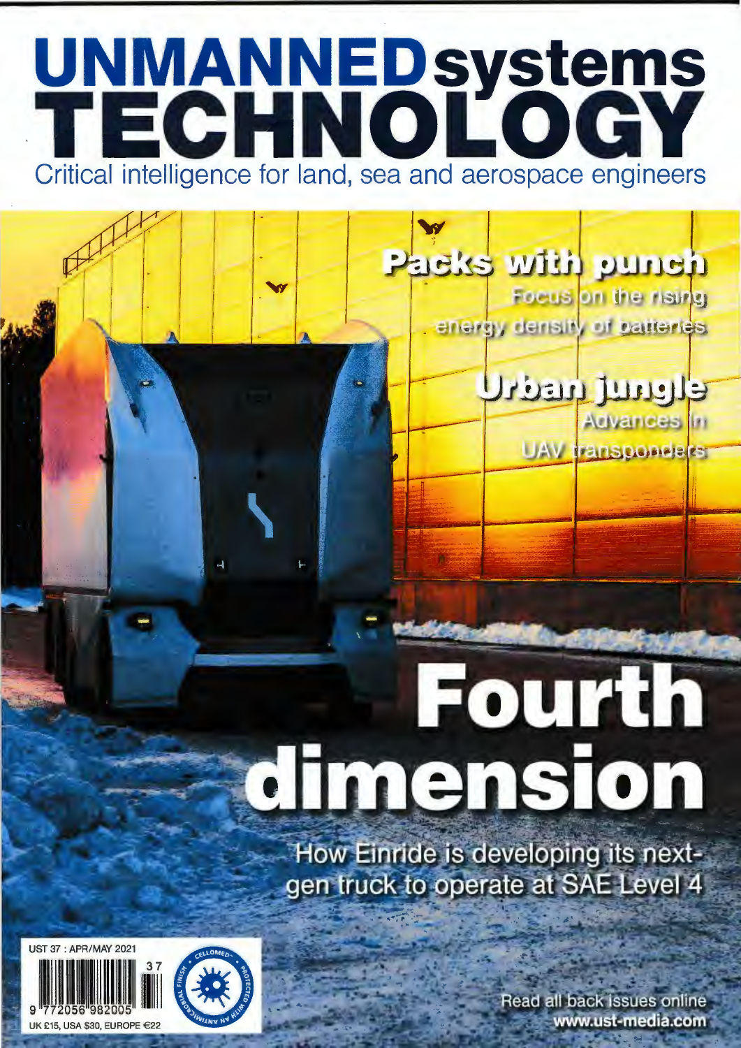# UNMANNED systems TECHNOLOGY

Critical intelligence for land, sea and aerospace engineers

## Packs with punch

Focus on the rising energy density of batteries

## Urban jungle

Advances in UAV transponders

# Fourth dimension

How Einride is developing its next-gen truck to operate at SAE Level 4

UST 37 : APR/MAY 2021

9 772056 982005 37

UK £15, USA $30, EUROPE €22

Read all back issues online
www.ust-media.com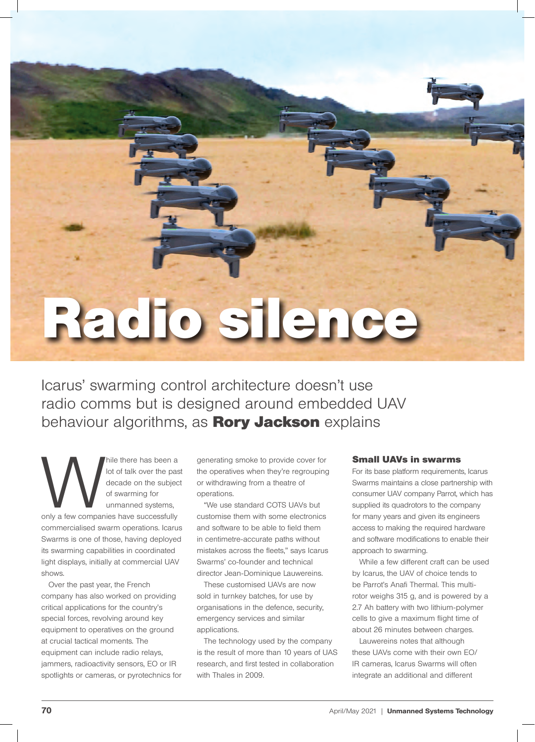# Radio silence

Icarus' swarming control architecture doesn't use radio comms but is designed around embedded UAV behaviour algorithms, as **Rory Jackson** explains

While there has been a lot of talk over the past decade on the subject of swarming for unmanned systems, only a few companies have successfully commercialised swarm operations. Icarus Swarms is one of those, having deployed its swarming capabilities in coordinated light displays, initially at commercial UAV shows.

Over the past year, the French company has also worked on providing critical applications for the country's special forces, revolving around key equipment to operatives on the ground at crucial tactical moments. The equipment can include radio relays, jammers, radioactivity sensors, EO or IR spotlights or cameras, or pyrotechnics for generating smoke to provide cover for the operatives when they're regrouping or withdrawing from a theatre of operations.

"We use standard COTS UAVs but customise them with some electronics and software to be able to field them in centimetre-accurate paths without mistakes across the fleets," says Icarus Swarms' co-founder and technical director Jean-Dominique Lauwereins.

These customised UAVs are now sold in turnkey batches, for use by organisations in the defence, security, emergency services and similar applications.

The technology used by the company is the result of more than 10 years of UAS research, and first tested in collaboration with Thales in 2009.

## Small UAVs in swarms

For its base platform requirements, Icarus Swarms maintains a close partnership with consumer UAV company Parrot, which has supplied its quadrotors to the company for many years and given its engineers access to making the required hardware and software modifications to enable their approach to swarming.

While a few different craft can be used by Icarus, the UAV of choice tends to be Parrot's Anafi Thermal. This multi-rotor weighs 315 g, and is powered by a 2.7 Ah battery with two lithium-polymer cells to give a maximum flight time of about 26 minutes between charges.

Lauwereins notes that although these UAVs come with their own EO/IR cameras, Icarus Swarms will often integrate an additional and different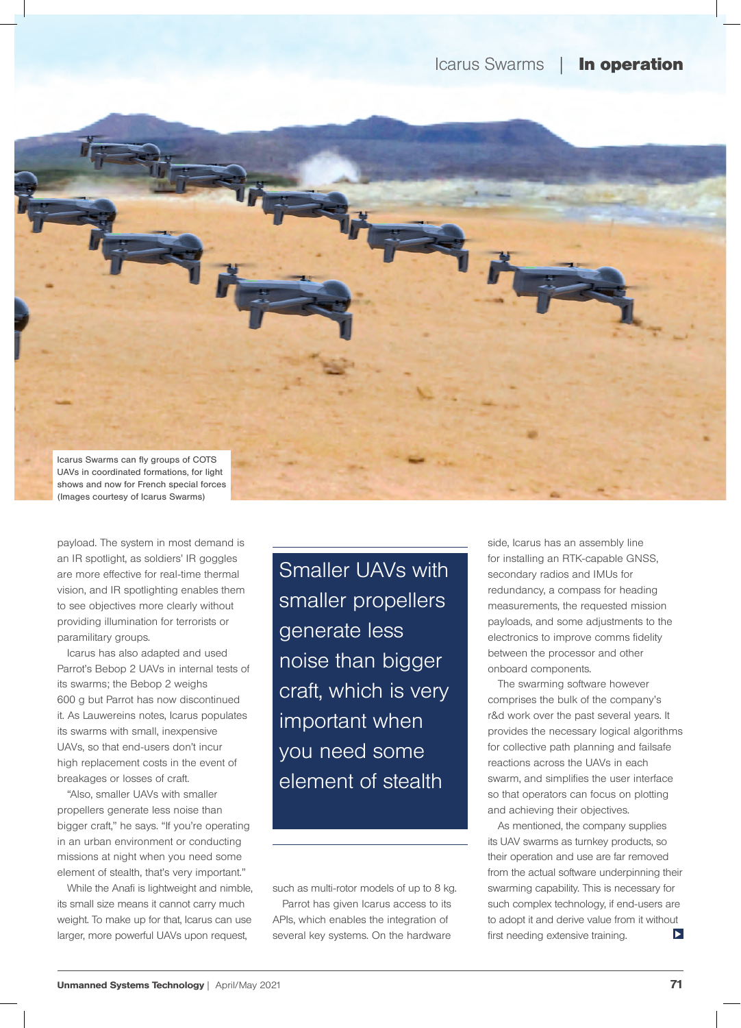Icarus Swarms can fly groups of COTS UAVs in coordinated formations, for light shows and now for French special forces (Images courtesy of Icarus Swarms)

payload. The system in most demand is an IR spotlight, as soldiers' IR goggles are more effective for real-time thermal vision, and IR spotlighting enables them to see objectives more clearly without providing illumination for terrorists or paramilitary groups.

Icarus has also adapted and used Parrot's Bebop 2 UAVs in internal tests of its swarms; the Bebop 2 weighs 600 g but Parrot has now discontinued it. As Lauwereins notes, Icarus populates its swarms with small, inexpensive UAVs, so that end-users don't incur high replacement costs in the event of breakages or losses of craft.

"Also, smaller UAVs with smaller propellers generate less noise than bigger craft," he says. "If you're operating in an urban environment or conducting missions at night when you need some element of stealth, that's very important."

While the Anafi is lightweight and nimble, its small size means it cannot carry much weight. To make up for that, Icarus can use larger, more powerful UAVs upon request, such as multi-rotor models of up to 8 kg.

> Smaller UAVs with smaller propellers generate less noise than bigger craft, which is very important when you need some element of stealth

Parrot has given Icarus access to its APIs, which enables the integration of several key systems. On the hardware side, Icarus has an assembly line for installing an RTK-capable GNSS, secondary radios and IMUs for redundancy, a compass for heading measurements, the requested mission payloads, and some adjustments to the electronics to improve comms fidelity between the processor and other onboard components.

The swarming software however comprises the bulk of the company's r&d work over the past several years. It provides the necessary logical algorithms for collective path planning and failsafe reactions across the UAVs in each swarm, and simplifies the user interface so that operators can focus on plotting and achieving their objectives.

As mentioned, the company supplies its UAV swarms as turnkey products, so their operation and use are far removed from the actual software underpinning their swarming capability. This is necessary for such complex technology, if end-users are to adopt it and derive value from it without first needing extensive training.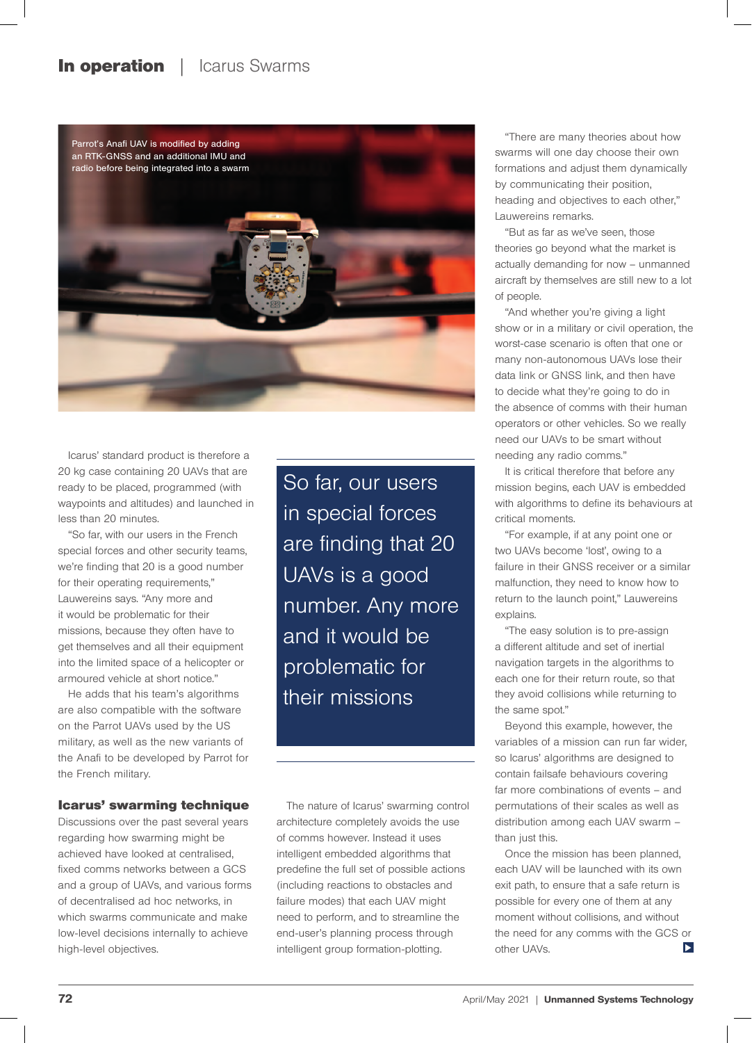Parrot's Anafi UAV is modified by adding an RTK-GNSS and an additional IMU and radio before being integrated into a swarm

Icarus' standard product is therefore a 20 kg case containing 20 UAVs that are ready to be placed, programmed (with waypoints and altitudes) and launched in less than 20 minutes.

"So far, with our users in the French special forces and other security teams, we're finding that 20 is a good number for their operating requirements," Lauwereins says. "Any more and it would be problematic for their missions, because they often have to get themselves and all their equipment into the limited space of a helicopter or armoured vehicle at short notice."

He adds that his team's algorithms are also compatible with the software on the Parrot UAVs used by the US military, as well as the new variants of the Anafi to be developed by Parrot for the French military.

> So far, our users in special forces are finding that 20 UAVs is a good number. Any more and it would be problematic for their missions

## Icarus' swarming technique

Discussions over the past several years regarding how swarming might be achieved have looked at centralised, fixed comms networks between a GCS and a group of UAVs, and various forms of decentralised ad hoc networks, in which swarms communicate and make low-level decisions internally to achieve high-level objectives.

The nature of Icarus' swarming control architecture completely avoids the use of comms however. Instead it uses intelligent embedded algorithms that predefine the full set of possible actions (including reactions to obstacles and failure modes) that each UAV might need to perform, and to streamline the end-user's planning process through intelligent group formation-plotting.

"There are many theories about how swarms will one day choose their own formations and adjust them dynamically by communicating their position, heading and objectives to each other," Lauwereins remarks.

"But as far as we've seen, those theories go beyond what the market is actually demanding for now – unmanned aircraft by themselves are still new to a lot of people.

"And whether you're giving a light show or in a military or civil operation, the worst-case scenario is often that one or many non-autonomous UAVs lose their data link or GNSS link, and then have to decide what they're going to do in the absence of comms with their human operators or other vehicles. So we really need our UAVs to be smart without needing any radio comms."

It is critical therefore that before any mission begins, each UAV is embedded with algorithms to define its behaviours at critical moments.

"For example, if at any point one or two UAVs become 'lost', owing to a failure in their GNSS receiver or a similar malfunction, they need to know how to return to the launch point," Lauwereins explains.

"The easy solution is to pre-assign a different altitude and set of inertial navigation targets in the algorithms to each one for their return route, so that they avoid collisions while returning to the same spot."

Beyond this example, however, the variables of a mission can run far wider, so Icarus' algorithms are designed to contain failsafe behaviours covering far more combinations of events – and permutations of their scales as well as distribution among each UAV swarm – than just this.

Once the mission has been planned, each UAV will be launched with its own exit path, to ensure that a safe return is possible for every one of them at any moment without collisions, and without the need for any comms with the GCS or other UAVs.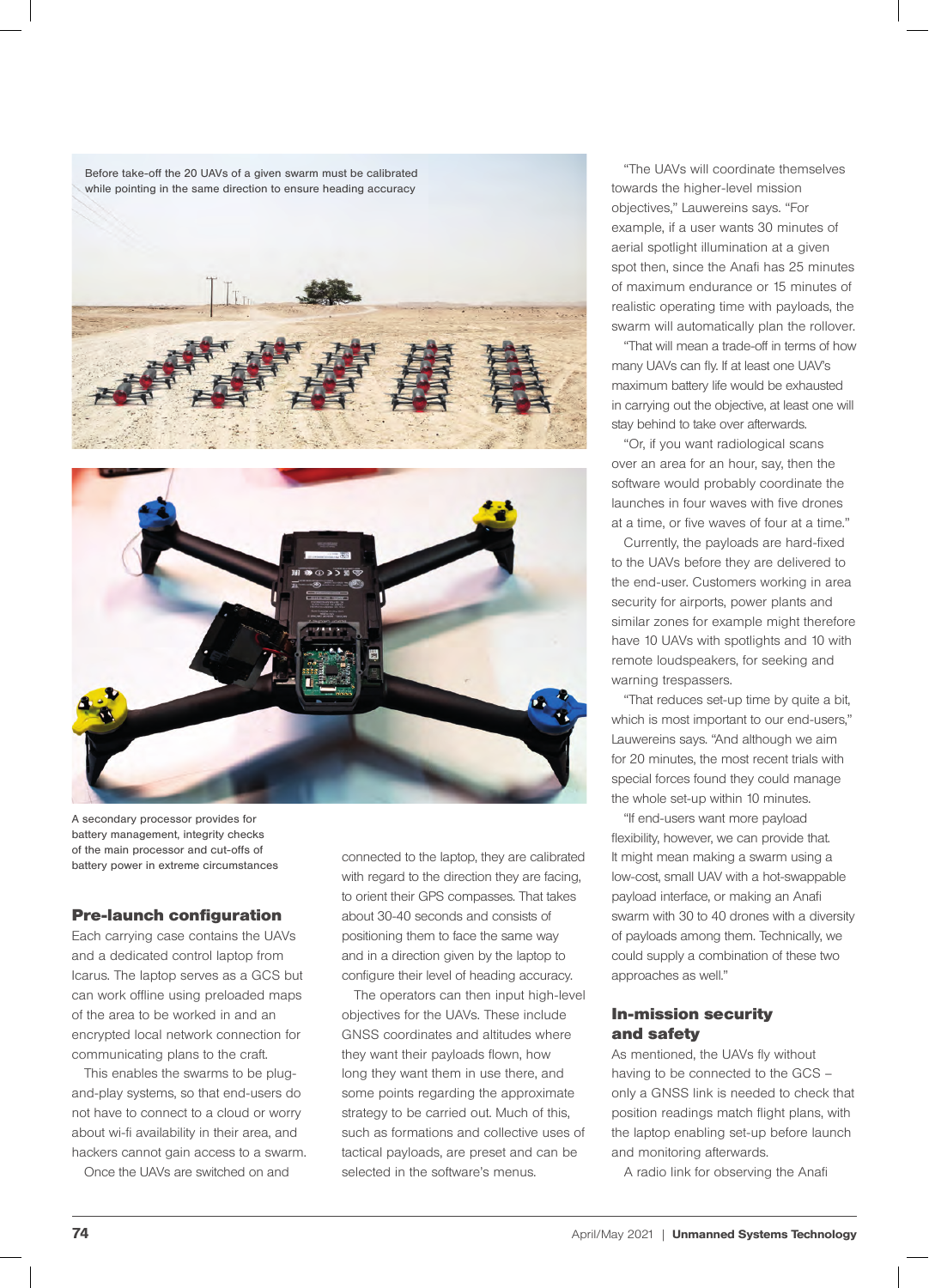Before take-off the 20 UAVs of a given swarm must be calibrated while pointing in the same direction to ensure heading accuracy

A secondary processor provides for battery management, integrity checks of the main processor and cut-offs of battery power in extreme circumstances

## Pre-launch configuration

Each carrying case contains the UAVs and a dedicated control laptop from Icarus. The laptop serves as a GCS but can work offline using preloaded maps of the area to be worked in and an encrypted local network connection for communicating plans to the craft.

This enables the swarms to be plug-and-play systems, so that end-users do not have to connect to a cloud or worry about wi-fi availability in their area, and hackers cannot gain access to a swarm.

Once the UAVs are switched on and connected to the laptop, they are calibrated with regard to the direction they are facing, to orient their GPS compasses. That takes about 30-40 seconds and consists of positioning them to face the same way and in a direction given by the laptop to configure their level of heading accuracy.

The operators can then input high-level objectives for the UAVs. These include GNSS coordinates and altitudes where they want their payloads flown, how long they want them in use there, and some points regarding the approximate strategy to be carried out. Much of this, such as formations and collective uses of tactical payloads, are preset and can be selected in the software's menus.

"The UAVs will coordinate themselves towards the higher-level mission objectives," Lauwereins says. "For example, if a user wants 30 minutes of aerial spotlight illumination at a given spot then, since the Anafi has 25 minutes of maximum endurance or 15 minutes of realistic operating time with payloads, the swarm will automatically plan the rollover.

"That will mean a trade-off in terms of how many UAVs can fly. If at least one UAV's maximum battery life would be exhausted in carrying out the objective, at least one will stay behind to take over afterwards.

"Or, if you want radiological scans over an area for an hour, say, then the software would probably coordinate the launches in four waves with five drones at a time, or five waves of four at a time."

Currently, the payloads are hard-fixed to the UAVs before they are delivered to the end-user. Customers working in area security for airports, power plants and similar zones for example might therefore have 10 UAVs with spotlights and 10 with remote loudspeakers, for seeking and warning trespassers.

"That reduces set-up time by quite a bit, which is most important to our end-users," Lauwereins says. "And although we aim for 20 minutes, the most recent trials with special forces found they could manage the whole set-up within 10 minutes.

"If end-users want more payload flexibility, however, we can provide that. It might mean making a swarm using a low-cost, small UAV with a hot-swappable payload interface, or making an Anafi swarm with 30 to 40 drones with a diversity of payloads among them. Technically, we could supply a combination of these two approaches as well."

## In-mission security and safety

As mentioned, the UAVs fly without having to be connected to the GCS – only a GNSS link is needed to check that position readings match flight plans, with the laptop enabling set-up before launch and monitoring afterwards.

A radio link for observing the Anafi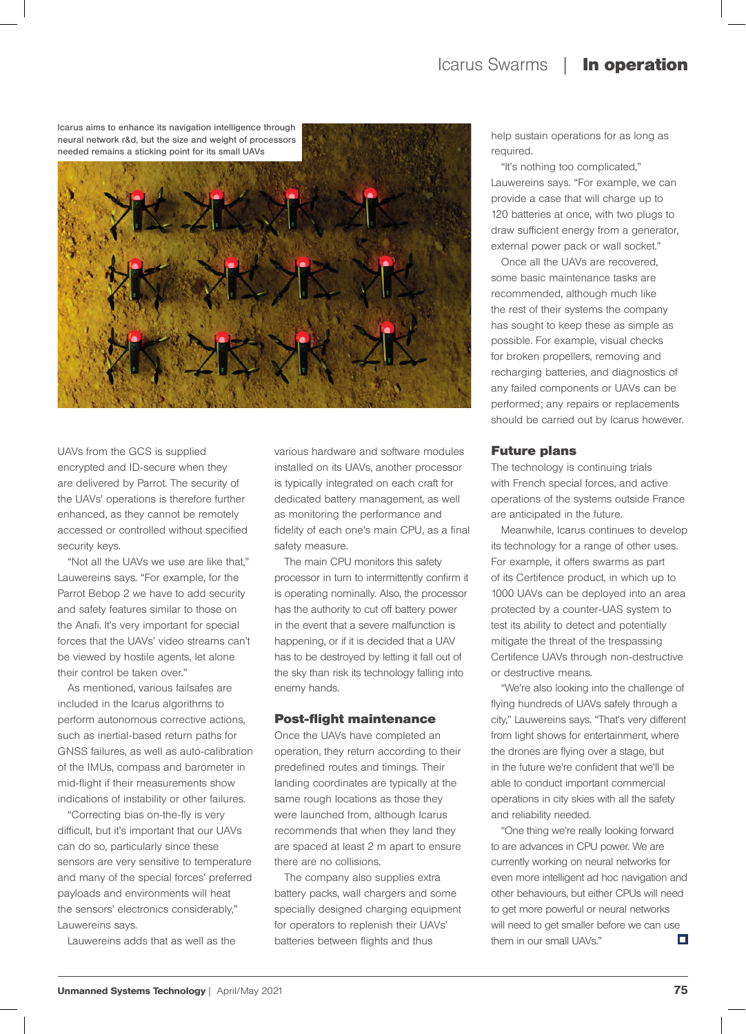Icarus aims to enhance its navigation intelligence through neural network r&d, but the size and weight of processors needed remains a sticking point for its small UAVs

UAVs from the GCS is supplied encrypted and ID-secure when they are delivered by Parrot. The security of the UAVs' operations is therefore further enhanced, as they cannot be remotely accessed or controlled without specified security keys.

"Not all the UAVs we use are like that," Lauwereins says. "For example, for the Parrot Bebop 2 we have to add security and safety features similar to those on the Anafi. It's very important for special forces that the UAVs' video streams can't be viewed by hostile agents, let alone their control be taken over."

As mentioned, various failsafes are included in the Icarus algorithms to perform autonomous corrective actions, such as inertial-based return paths for GNSS failures, as well as auto-calibration of the IMUs, compass and barometer in mid-flight if their measurements show indications of instability or other failures.

"Correcting bias on-the-fly is very difficult, but it's important that our UAVs can do so, particularly since these sensors are very sensitive to temperature and many of the special forces' preferred payloads and environments will heat the sensors' electronics considerably," Lauwereins says.

Lauwereins adds that as well as the various hardware and software modules installed on its UAVs, another processor is typically integrated on each craft for dedicated battery management, as well as monitoring the performance and fidelity of each one's main CPU, as a final safety measure.

The main CPU monitors this safety processor in turn to intermittently confirm it is operating nominally. Also, the processor has the authority to cut off battery power in the event that a severe malfunction is happening, or if it is decided that a UAV has to be destroyed by letting it fall out of the sky than risk its technology falling into enemy hands.

## Post-flight maintenance

Once the UAVs have completed an operation, they return according to their predefined routes and timings. Their landing coordinates are typically at the same rough locations as those they were launched from, although Icarus recommends that when they land they are spaced at least 2 m apart to ensure there are no collisions.

The company also supplies extra battery packs, wall chargers and some specially designed charging equipment for operators to replenish their UAVs' batteries between flights and thus help sustain operations for as long as required.

"It's nothing too complicated," Lauwereins says. "For example, we can provide a case that will charge up to 120 batteries at once, with two plugs to draw sufficient energy from a generator, external power pack or wall socket."

Once all the UAVs are recovered, some basic maintenance tasks are recommended, although much like the rest of their systems the company has sought to keep these as simple as possible. For example, visual checks for broken propellers, removing and recharging batteries, and diagnostics of any failed components or UAVs can be performed; any repairs or replacements should be carried out by Icarus however.

## Future plans

The technology is continuing trials with French special forces, and active operations of the systems outside France are anticipated in the future.

Meanwhile, Icarus continues to develop its technology for a range of other uses. For example, it offers swarms as part of its Certifence product, in which up to 1000 UAVs can be deployed into an area protected by a counter-UAS system to test its ability to detect and potentially mitigate the threat of the trespassing Certifence UAVs through non-destructive or destructive means.

"We're also looking into the challenge of flying hundreds of UAVs safely through a city," Lauwereins says. "That's very different from light shows for entertainment, where the drones are flying over a stage, but in the future we're confident that we'll be able to conduct important commercial operations in city skies with all the safety and reliability needed.

"One thing we're really looking forward to are advances in CPU power. We are currently working on neural networks for even more intelligent ad hoc navigation and other behaviours, but either CPUs will need to get more powerful or neural networks will need to get smaller before we can use them in our small UAVs."